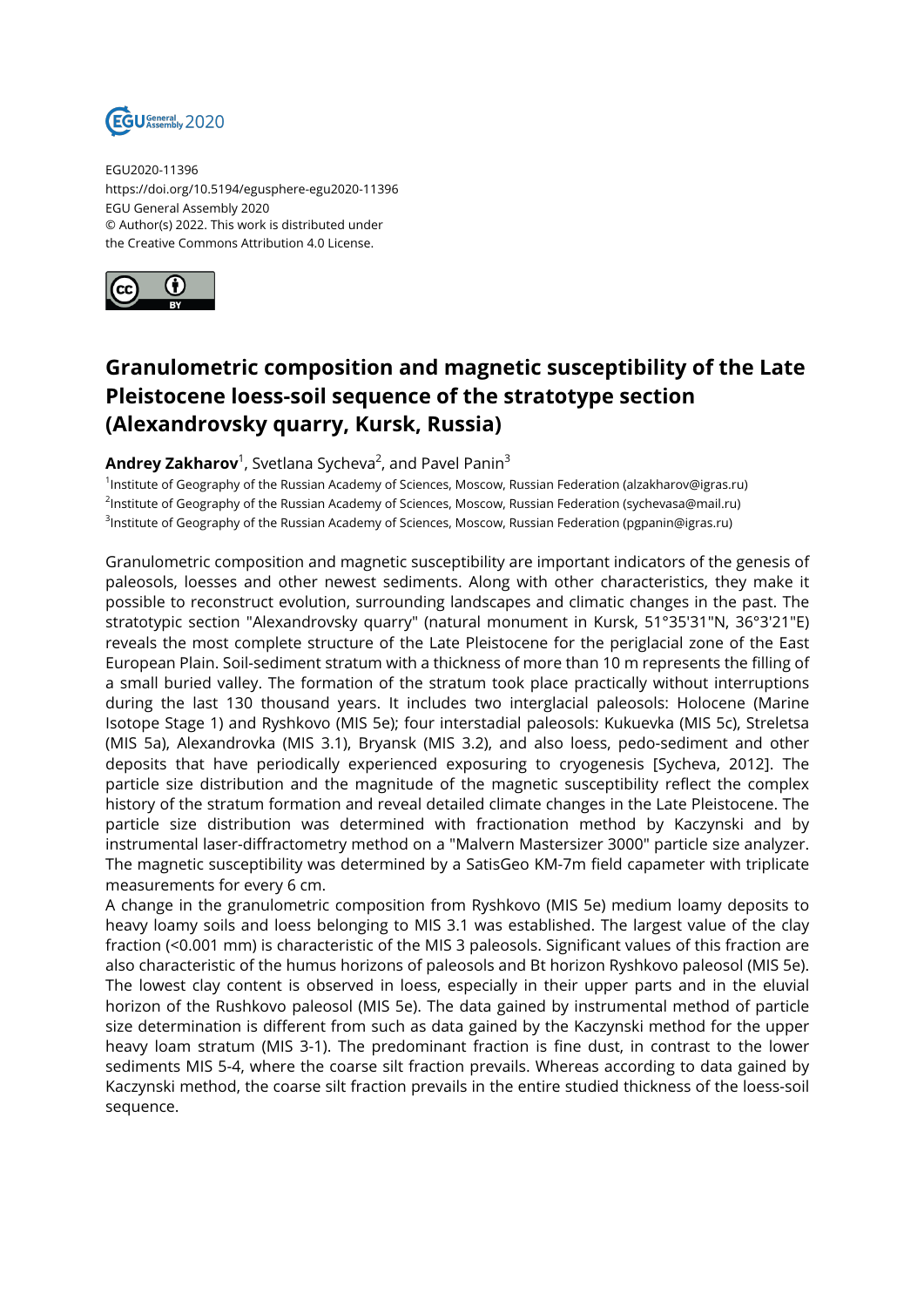EGU2020-11396
https://doi.org/10.5194/egusphere-egu2020-11396
EGU General Assembly 2020
© Author(s) 2022. This work is distributed under
the Creative Commons Attribution 4.0 License.

# Granulometric composition and magnetic susceptibility of the Late Pleistocene loess-soil sequence of the stratotype section (Alexandrovsky quarry, Kursk, Russia)

**Andrey Zakharov**[1], Svetlana Sycheva[2], and Pavel Panin[3]

[1]Institute of Geography of the Russian Academy of Sciences, Moscow, Russian Federation (alzakharov@igras.ru)
[2]Institute of Geography of the Russian Academy of Sciences, Moscow, Russian Federation (sychevasa@mail.ru)
[3]Institute of Geography of the Russian Academy of Sciences, Moscow, Russian Federation (pgpanin@igras.ru)

Granulometric composition and magnetic susceptibility are important indicators of the genesis of paleosols, loesses and other newest sediments. Along with other characteristics, they make it possible to reconstruct evolution, surrounding landscapes and climatic changes in the past. The stratotypic section "Alexandrovsky quarry" (natural monument in Kursk, 51°35'31"N, 36°3'21"E) reveals the most complete structure of the Late Pleistocene for the periglacial zone of the East European Plain. Soil-sediment stratum with a thickness of more than 10 m represents the filling of a small buried valley. The formation of the stratum took place practically without interruptions during the last 130 thousand years. It includes two interglacial paleosols: Holocene (Marine Isotope Stage 1) and Ryshkovo (MIS 5e); four interstadial paleosols: Kukuevka (MIS 5c), Streletsa (MIS 5a), Alexandrovka (MIS 3.1), Bryansk (MIS 3.2), and also loess, pedo-sediment and other deposits that have periodically experienced exposuring to cryogenesis [Sycheva, 2012]. The particle size distribution and the magnitude of the magnetic susceptibility reflect the complex history of the stratum formation and reveal detailed climate changes in the Late Pleistocene. The particle size distribution was determined with fractionation method by Kaczynski and by instrumental laser-diffractometry method on a "Malvern Mastersizer 3000" particle size analyzer. The magnetic susceptibility was determined by a SatisGeo KM-7m field capameter with triplicate measurements for every 6 cm.

A change in the granulometric composition from Ryshkovo (MIS 5e) medium loamy deposits to heavy loamy soils and loess belonging to MIS 3.1 was established. The largest value of the clay fraction (<0.001 mm) is characteristic of the MIS 3 paleosols. Significant values of this fraction are also characteristic of the humus horizons of paleosols and Bt horizon Ryshkovo paleosol (MIS 5e). The lowest clay content is observed in loess, especially in their upper parts and in the eluvial horizon of the Rushkovo paleosol (MIS 5e). The data gained by instrumental method of particle size determination is different from such as data gained by the Kaczynski method for the upper heavy loam stratum (MIS 3-1). The predominant fraction is fine dust, in contrast to the lower sediments MIS 5-4, where the coarse silt fraction prevails. Whereas according to data gained by Kaczynski method, the coarse silt fraction prevails in the entire studied thickness of the loess-soil sequence.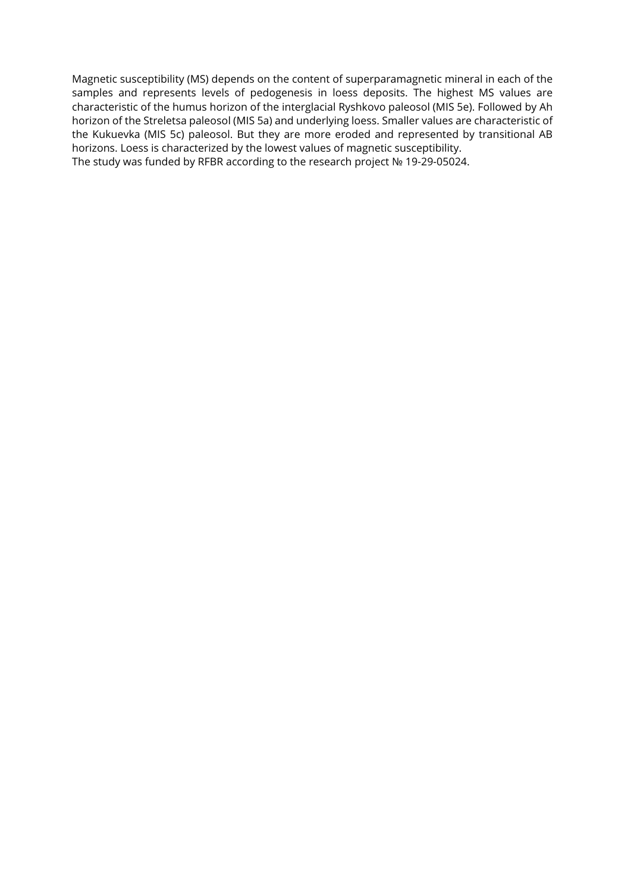Magnetic susceptibility (MS) depends on the content of superparamagnetic mineral in each of the samples and represents levels of pedogenesis in loess deposits. The highest MS values are characteristic of the humus horizon of the interglacial Ryshkovo paleosol (MIS 5e). Followed by Ah horizon of the Streletsa paleosol (MIS 5a) and underlying loess. Smaller values are characteristic of the Kukuevka (MIS 5c) paleosol. But they are more eroded and represented by transitional AB horizons. Loess is characterized by the lowest values of magnetic susceptibility.
The study was funded by RFBR according to the research project № 19-29-05024.